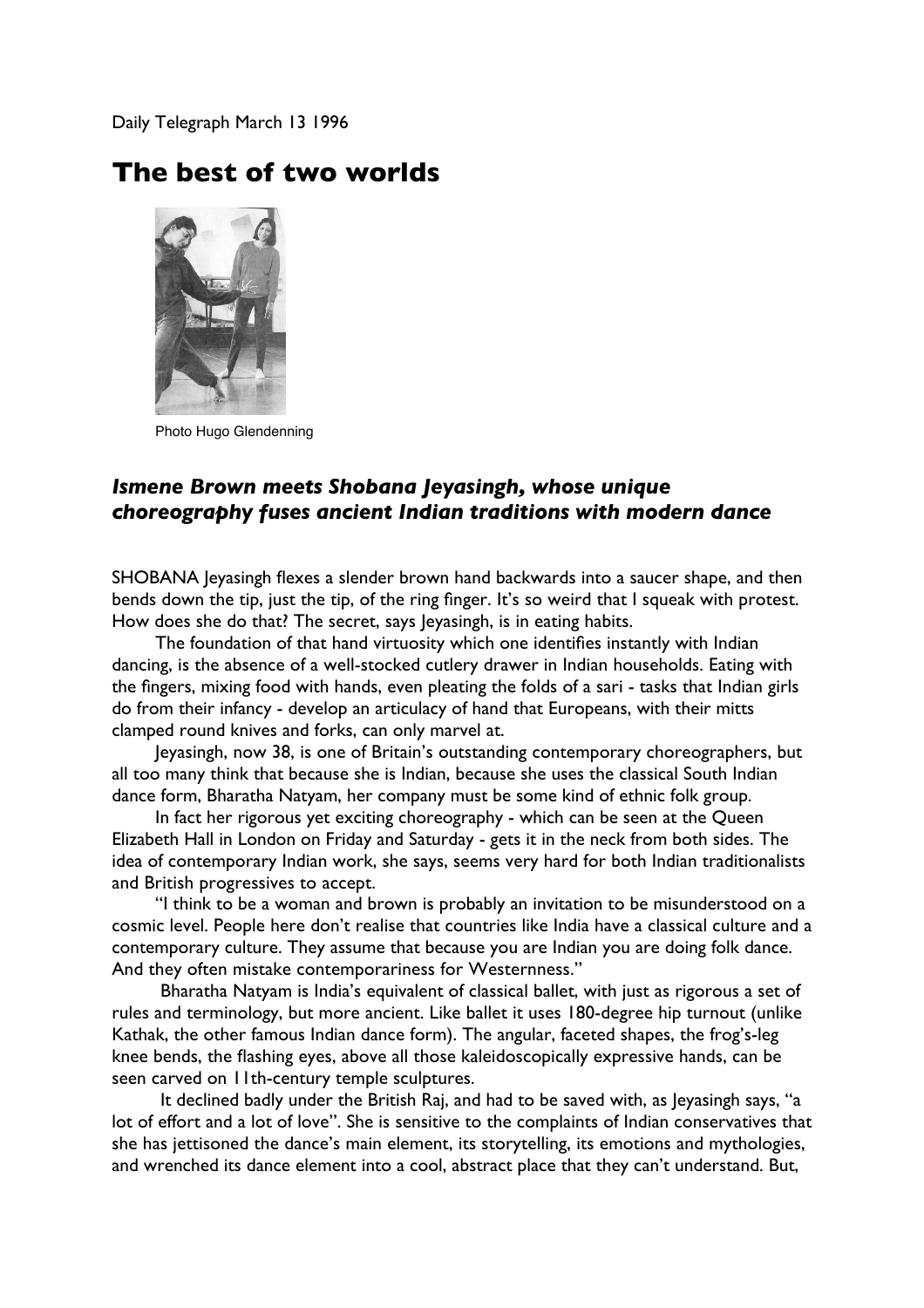Daily Telegraph March 13 1996

# The best of two worlds

Photo Hugo Glendenning

### *Ismene Brown meets Shobana Jeyasingh, whose unique choreography fuses ancient Indian traditions with modern dance*

SHOBANA Jeyasingh flexes a slender brown hand backwards into a saucer shape, and then bends down the tip, just the tip, of the ring finger. It's so weird that I squeak with protest. How does she do that? The secret, says Jeyasingh, is in eating habits.

The foundation of that hand virtuosity which one identifies instantly with Indian dancing, is the absence of a well-stocked cutlery drawer in Indian households. Eating with the fingers, mixing food with hands, even pleating the folds of a sari - tasks that Indian girls do from their infancy - develop an articulacy of hand that Europeans, with their mitts clamped round knives and forks, can only marvel at.

Jeyasingh, now 38, is one of Britain's outstanding contemporary choreographers, but all too many think that because she is Indian, because she uses the classical South Indian dance form, Bharatha Natyam, her company must be some kind of ethnic folk group.

In fact her rigorous yet exciting choreography - which can be seen at the Queen Elizabeth Hall in London on Friday and Saturday - gets it in the neck from both sides. The idea of contemporary Indian work, she says, seems very hard for both Indian traditionalists and British progressives to accept.

"I think to be a woman and brown is probably an invitation to be misunderstood on a cosmic level. People here don't realise that countries like India have a classical culture and a contemporary culture. They assume that because you are Indian you are doing folk dance. And they often mistake contemporariness for Westernness."

Bharatha Natyam is India's equivalent of classical ballet, with just as rigorous a set of rules and terminology, but more ancient. Like ballet it uses 180-degree hip turnout (unlike Kathak, the other famous Indian dance form). The angular, faceted shapes, the frog's-leg knee bends, the flashing eyes, above all those kaleidoscopically expressive hands, can be seen carved on 11th-century temple sculptures.

It declined badly under the British Raj, and had to be saved with, as Jeyasingh says, "a lot of effort and a lot of love". She is sensitive to the complaints of Indian conservatives that she has jettisoned the dance's main element, its storytelling, its emotions and mythologies, and wrenched its dance element into a cool, abstract place that they can't understand. But,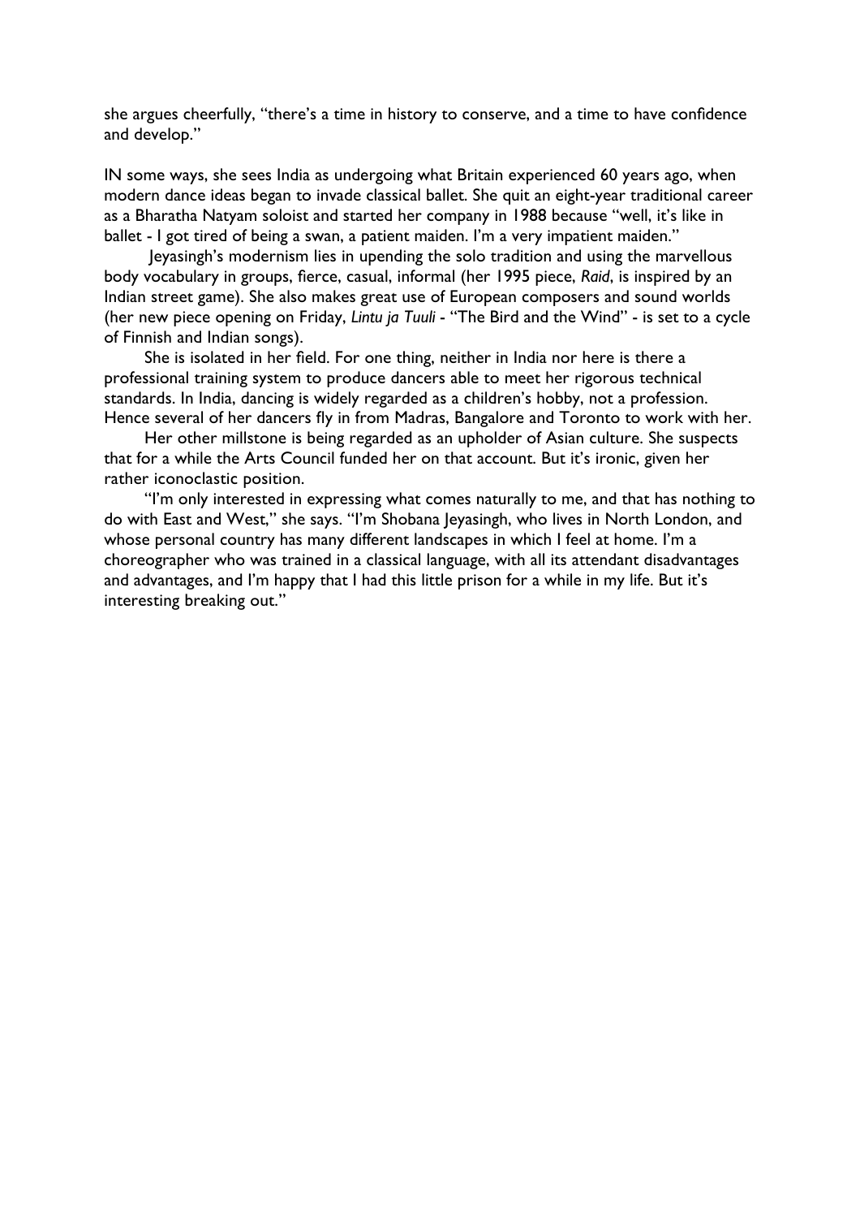she argues cheerfully, "there's a time in history to conserve, and a time to have confidence and develop."

IN some ways, she sees India as undergoing what Britain experienced 60 years ago, when modern dance ideas began to invade classical ballet. She quit an eight-year traditional career as a Bharatha Natyam soloist and started her company in 1988 because "well, it's like in ballet - I got tired of being a swan, a patient maiden. I'm a very impatient maiden."

Jeyasingh's modernism lies in upending the solo tradition and using the marvellous body vocabulary in groups, fierce, casual, informal (her 1995 piece, *Raid*, is inspired by an Indian street game). She also makes great use of European composers and sound worlds (her new piece opening on Friday, *Lintu ja Tuuli* - "The Bird and the Wind" - is set to a cycle of Finnish and Indian songs).

She is isolated in her field. For one thing, neither in India nor here is there a professional training system to produce dancers able to meet her rigorous technical standards. In India, dancing is widely regarded as a children's hobby, not a profession. Hence several of her dancers fly in from Madras, Bangalore and Toronto to work with her.

Her other millstone is being regarded as an upholder of Asian culture. She suspects that for a while the Arts Council funded her on that account. But it's ironic, given her rather iconoclastic position.

"I'm only interested in expressing what comes naturally to me, and that has nothing to do with East and West," she says. "I'm Shobana Jeyasingh, who lives in North London, and whose personal country has many different landscapes in which I feel at home. I'm a choreographer who was trained in a classical language, with all its attendant disadvantages and advantages, and I'm happy that I had this little prison for a while in my life. But it's interesting breaking out."